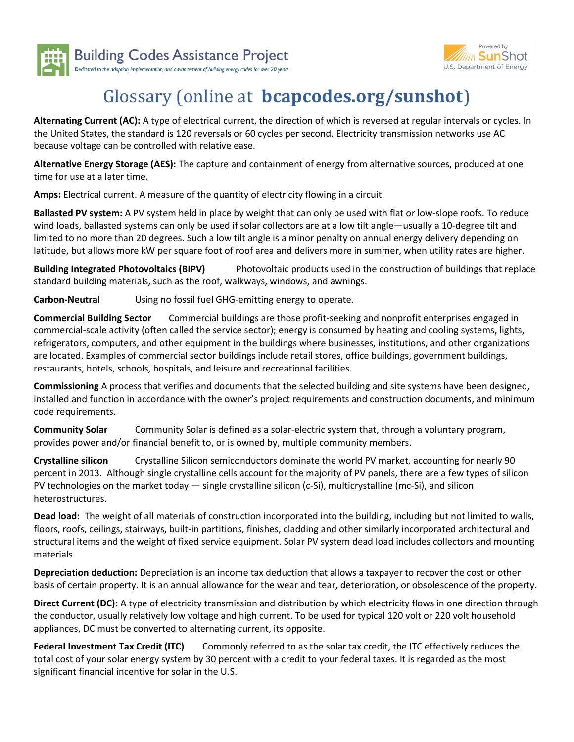# Glossary (online at **bcapcodes.org/sunshot**)

**Alternating Current (AC):** A type of electrical current, the direction of which is reversed at regular intervals or cycles. In the United States, the standard is 120 reversals or 60 cycles per second. Electricity transmission networks use AC because voltage can be controlled with relative ease.

**Alternative Energy Storage (AES):** The capture and containment of energy from alternative sources, produced at one time for use at a later time.

**Amps:** Electrical current. A measure of the quantity of electricity flowing in a circuit.

**Ballasted PV system:** A PV system held in place by weight that can only be used with flat or low-slope roofs. To reduce wind loads, ballasted systems can only be used if solar collectors are at a low tilt angle—usually a 10-degree tilt and limited to no more than 20 degrees. Such a low tilt angle is a minor penalty on annual energy delivery depending on latitude, but allows more kW per square foot of roof area and delivers more in summer, when utility rates are higher.

**Building Integrated Photovoltaics (BIPV)** Photovoltaic products used in the construction of buildings that replace standard building materials, such as the roof, walkways, windows, and awnings.

**Carbon-Neutral** Using no fossil fuel GHG-emitting energy to operate.

**Commercial Building Sector** Commercial buildings are those profit-seeking and nonprofit enterprises engaged in commercial-scale activity (often called the service sector); energy is consumed by heating and cooling systems, lights, refrigerators, computers, and other equipment in the buildings where businesses, institutions, and other organizations are located. Examples of commercial sector buildings include retail stores, office buildings, government buildings, restaurants, hotels, schools, hospitals, and leisure and recreational facilities.

**Commissioning** A process that verifies and documents that the selected building and site systems have been designed, installed and function in accordance with the owner's project requirements and construction documents, and minimum code requirements.

**Community Solar** Community Solar is defined as a solar-electric system that, through a voluntary program, provides power and/or financial benefit to, or is owned by, multiple community members.

**Crystalline silicon** Crystalline Silicon semiconductors dominate the world PV market, accounting for nearly 90 percent in 2013. Although single crystalline cells account for the majority of PV panels, there are a few types of silicon PV technologies on the market today — single crystalline silicon (c-Si), multicrystalline (mc-Si), and silicon heterostructures.

**Dead load:** The weight of all materials of construction incorporated into the building, including but not limited to walls, floors, roofs, ceilings, stairways, built-in partitions, finishes, cladding and other similarly incorporated architectural and structural items and the weight of fixed service equipment. Solar PV system dead load includes collectors and mounting materials.

**Depreciation deduction:** Depreciation is an income tax deduction that allows a taxpayer to recover the cost or other basis of certain property. It is an annual allowance for the wear and tear, deterioration, or obsolescence of the property.

**Direct Current (DC):** A type of electricity transmission and distribution by which electricity flows in one direction through the conductor, usually relatively low voltage and high current. To be used for typical 120 volt or 220 volt household appliances, DC must be converted to alternating current, its opposite.

**Federal Investment Tax Credit (ITC)** Commonly referred to as the solar tax credit, the ITC effectively reduces the total cost of your solar energy system by 30 percent with a credit to your federal taxes. It is regarded as the most significant financial incentive for solar in the U.S.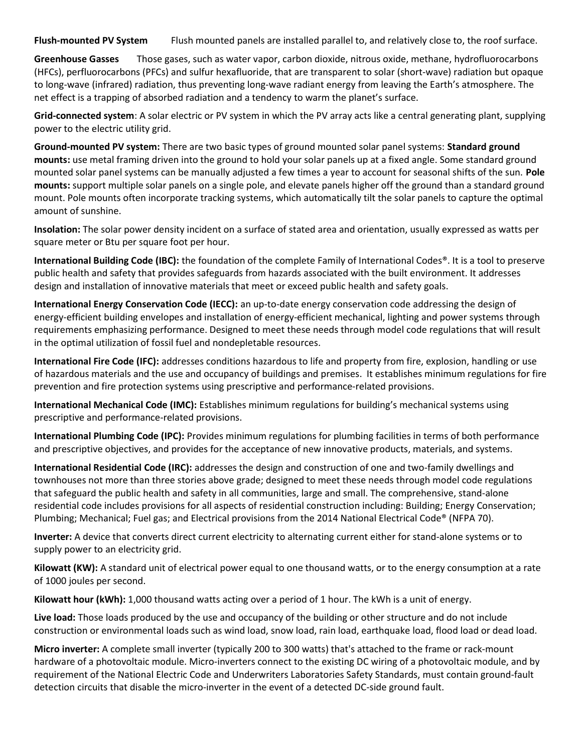**Flush-mounted PV System** Flush mounted panels are installed parallel to, and relatively close to, the roof surface.

**Greenhouse Gasses** Those gases, such as water vapor, carbon dioxide, nitrous oxide, methane, hydrofluorocarbons (HFCs), perfluorocarbons (PFCs) and sulfur hexafluoride, that are transparent to solar (short-wave) radiation but opaque to long-wave (infrared) radiation, thus preventing long-wave radiant energy from leaving the Earth's atmosphere. The net effect is a trapping of absorbed radiation and a tendency to warm the planet's surface.

**Grid-connected system**: A solar electric or PV system in which the PV array acts like a central generating plant, supplying power to the electric utility grid.

**Ground-mounted PV system:** There are two basic types of ground mounted solar panel systems: **Standard ground mounts:** use metal framing driven into the ground to hold your solar panels up at a fixed angle. Some standard ground mounted solar panel systems can be manually adjusted a few times a year to account for seasonal shifts of the sun. **Pole mounts:** support multiple solar panels on a single pole, and elevate panels higher off the ground than a standard ground mount. Pole mounts often incorporate tracking systems, which automatically tilt the solar panels to capture the optimal amount of sunshine.

**Insolation:** The solar power density incident on a surface of stated area and orientation, usually expressed as watts per square meter or Btu per square foot per hour.

**International Building Code (IBC):** the foundation of the complete Family of International Codes®. It is a tool to preserve public health and safety that provides safeguards from hazards associated with the built environment. It addresses design and installation of innovative materials that meet or exceed public health and safety goals.

**International Energy Conservation Code (IECC):** an up-to-date energy conservation code addressing the design of energy-efficient building envelopes and installation of energy-efficient mechanical, lighting and power systems through requirements emphasizing performance. Designed to meet these needs through model code regulations that will result in the optimal utilization of fossil fuel and nondepletable resources.

**International Fire Code (IFC):** addresses conditions hazardous to life and property from fire, explosion, handling or use of hazardous materials and the use and occupancy of buildings and premises. It establishes minimum regulations for fire prevention and fire protection systems using prescriptive and performance-related provisions.

**International Mechanical Code (IMC):** Establishes minimum regulations for building's mechanical systems using prescriptive and performance-related provisions.

**International Plumbing Code (IPC):** Provides minimum regulations for plumbing facilities in terms of both performance and prescriptive objectives, and provides for the acceptance of new innovative products, materials, and systems.

**International Residential Code (IRC):** addresses the design and construction of one and two-family dwellings and townhouses not more than three stories above grade; designed to meet these needs through model code regulations that safeguard the public health and safety in all communities, large and small. The comprehensive, stand-alone residential code includes provisions for all aspects of residential construction including: Building; Energy Conservation; Plumbing; Mechanical; Fuel gas; and Electrical provisions from the 2014 National Electrical Code® (NFPA 70).

**Inverter:** A device that converts direct current electricity to alternating current either for stand-alone systems or to supply power to an electricity grid.

**Kilowatt (KW):** A standard unit of electrical power equal to one thousand watts, or to the energy consumption at a rate of 1000 joules per second.

**Kilowatt hour (kWh):** 1,000 thousand watts acting over a period of 1 hour. The kWh is a unit of energy.

**Live load:** Those loads produced by the use and occupancy of the building or other structure and do not include construction or environmental loads such as wind load, snow load, rain load, earthquake load, flood load or dead load.

**Micro inverter:** A complete small inverter (typically 200 to 300 watts) that's attached to the frame or rack-mount hardware of a photovoltaic module. Micro-inverters connect to the existing DC wiring of a photovoltaic module, and by requirement of the National Electric Code and Underwriters Laboratories Safety Standards, must contain ground-fault detection circuits that disable the micro-inverter in the event of a detected DC-side ground fault.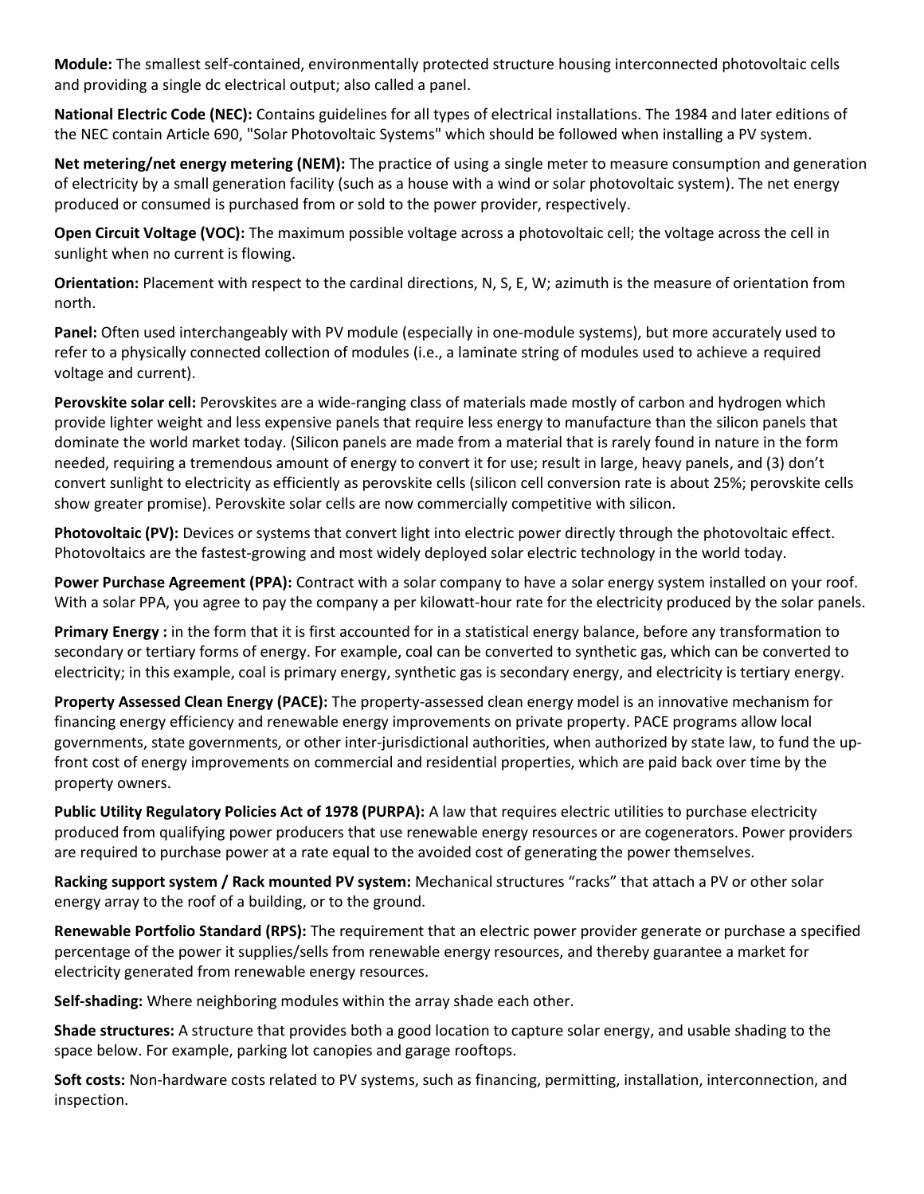**Module:** The smallest self-contained, environmentally protected structure housing interconnected photovoltaic cells and providing a single dc electrical output; also called a panel.

**National Electric Code (NEC):** Contains guidelines for all types of electrical installations. The 1984 and later editions of the NEC contain Article 690, "Solar Photovoltaic Systems" which should be followed when installing a PV system.

**Net metering/net energy metering (NEM):** The practice of using a single meter to measure consumption and generation of electricity by a small generation facility (such as a house with a wind or solar photovoltaic system). The net energy produced or consumed is purchased from or sold to the power provider, respectively.

**Open Circuit Voltage (VOC):** The maximum possible voltage across a photovoltaic cell; the voltage across the cell in sunlight when no current is flowing.

**Orientation:** Placement with respect to the cardinal directions, N, S, E, W; azimuth is the measure of orientation from north.

**Panel:** Often used interchangeably with PV module (especially in one-module systems), but more accurately used to refer to a physically connected collection of modules (i.e., a laminate string of modules used to achieve a required voltage and current).

**Perovskite solar cell:** Perovskites are a wide-ranging class of materials made mostly of carbon and hydrogen which provide lighter weight and less expensive panels that require less energy to manufacture than the silicon panels that dominate the world market today. (Silicon panels are made from a material that is rarely found in nature in the form needed, requiring a tremendous amount of energy to convert it for use; result in large, heavy panels, and (3) don't convert sunlight to electricity as efficiently as perovskite cells (silicon cell conversion rate is about 25%; perovskite cells show greater promise). Perovskite solar cells are now commercially competitive with silicon.

**Photovoltaic (PV):** Devices or systems that convert light into electric power directly through the photovoltaic effect. Photovoltaics are the fastest-growing and most widely deployed solar electric technology in the world today.

**Power Purchase Agreement (PPA):** Contract with a solar company to have a solar energy system installed on your roof. With a solar PPA, you agree to pay the company a per kilowatt-hour rate for the electricity produced by the solar panels.

**Primary Energy :** in the form that it is first accounted for in a statistical energy balance, before any transformation to secondary or tertiary forms of energy. For example, coal can be converted to synthetic gas, which can be converted to electricity; in this example, coal is primary energy, synthetic gas is secondary energy, and electricity is tertiary energy.

**Property Assessed Clean Energy (PACE):** The property-assessed clean energy model is an innovative mechanism for financing energy efficiency and renewable energy improvements on private property. PACE programs allow local governments, state governments, or other inter-jurisdictional authorities, when authorized by state law, to fund the up-front cost of energy improvements on commercial and residential properties, which are paid back over time by the property owners.

**Public Utility Regulatory Policies Act of 1978 (PURPA):** A law that requires electric utilities to purchase electricity produced from qualifying power producers that use renewable energy resources or are cogenerators. Power providers are required to purchase power at a rate equal to the avoided cost of generating the power themselves.

**Racking support system / Rack mounted PV system:** Mechanical structures "racks" that attach a PV or other solar energy array to the roof of a building, or to the ground.

**Renewable Portfolio Standard (RPS):** The requirement that an electric power provider generate or purchase a specified percentage of the power it supplies/sells from renewable energy resources, and thereby guarantee a market for electricity generated from renewable energy resources.

**Self-shading:** Where neighboring modules within the array shade each other.

**Shade structures:** A structure that provides both a good location to capture solar energy, and usable shading to the space below. For example, parking lot canopies and garage rooftops.

**Soft costs:** Non-hardware costs related to PV systems, such as financing, permitting, installation, interconnection, and inspection.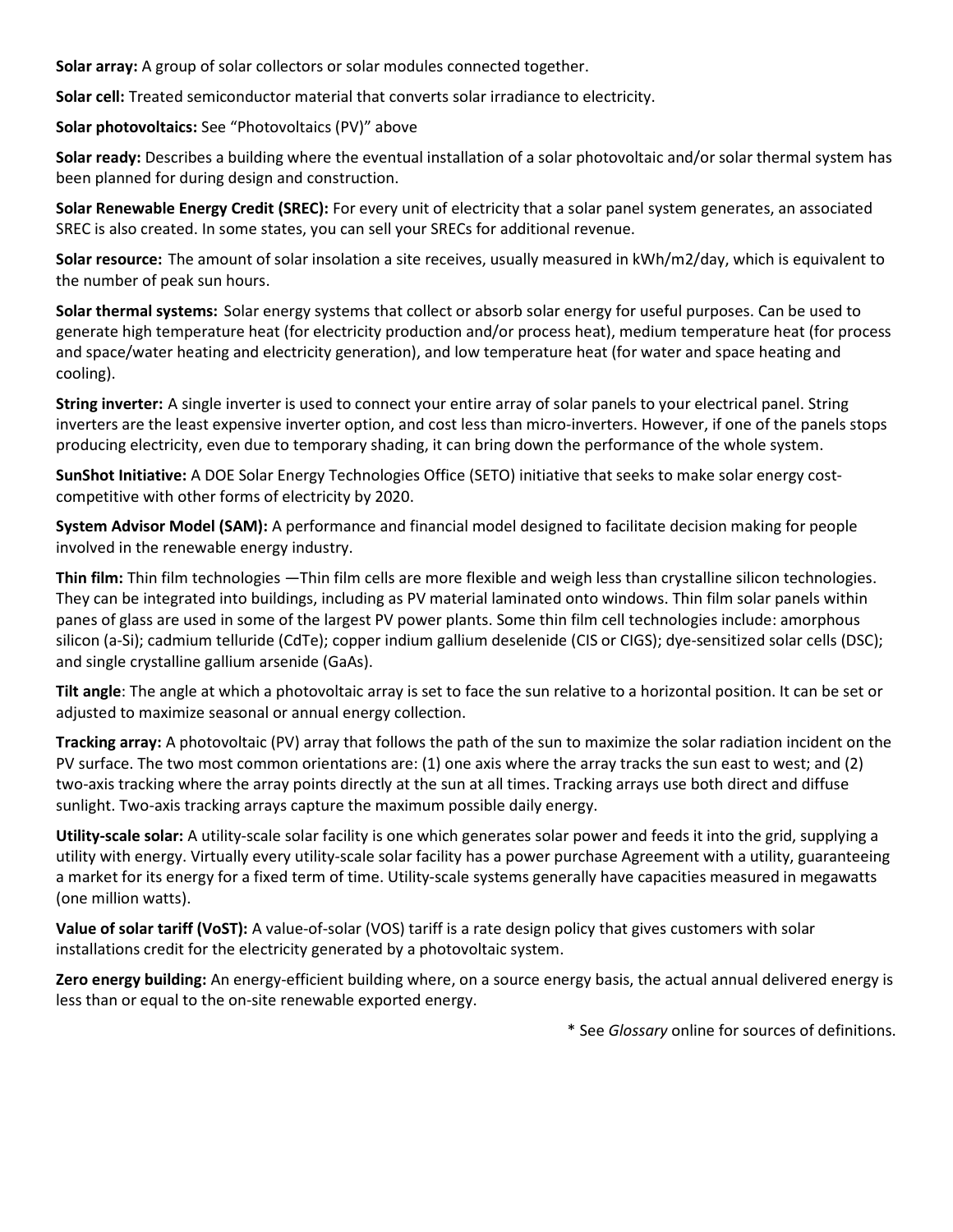**Solar array:** A group of solar collectors or solar modules connected together.

**Solar cell:** Treated semiconductor material that converts solar irradiance to electricity.

**Solar photovoltaics:** See "Photovoltaics (PV)" above

**Solar ready:** Describes a building where the eventual installation of a solar photovoltaic and/or solar thermal system has been planned for during design and construction.

**Solar Renewable Energy Credit (SREC):** For every unit of electricity that a solar panel system generates, an associated SREC is also created. In some states, you can sell your SRECs for additional revenue.

**Solar resource:** The amount of solar insolation a site receives, usually measured in kWh/m2/day, which is equivalent to the number of peak sun hours.

**Solar thermal systems:** Solar energy systems that collect or absorb solar energy for useful purposes. Can be used to generate high temperature heat (for electricity production and/or process heat), medium temperature heat (for process and space/water heating and electricity generation), and low temperature heat (for water and space heating and cooling).

**String inverter:** A single inverter is used to connect your entire array of solar panels to your electrical panel. String inverters are the least expensive inverter option, and cost less than micro-inverters. However, if one of the panels stops producing electricity, even due to temporary shading, it can bring down the performance of the whole system.

**SunShot Initiative:** A DOE Solar Energy Technologies Office (SETO) initiative that seeks to make solar energy cost-competitive with other forms of electricity by 2020.

**System Advisor Model (SAM):** A performance and financial model designed to facilitate decision making for people involved in the renewable energy industry.

**Thin film:** Thin film technologies —Thin film cells are more flexible and weigh less than crystalline silicon technologies. They can be integrated into buildings, including as PV material laminated onto windows. Thin film solar panels within panes of glass are used in some of the largest PV power plants. Some thin film cell technologies include: amorphous silicon (a-Si); cadmium telluride (CdTe); copper indium gallium deselenide (CIS or CIGS); dye-sensitized solar cells (DSC); and single crystalline gallium arsenide (GaAs).

**Tilt angle**: The angle at which a photovoltaic array is set to face the sun relative to a horizontal position. It can be set or adjusted to maximize seasonal or annual energy collection.

**Tracking array:** A photovoltaic (PV) array that follows the path of the sun to maximize the solar radiation incident on the PV surface. The two most common orientations are: (1) one axis where the array tracks the sun east to west; and (2) two-axis tracking where the array points directly at the sun at all times. Tracking arrays use both direct and diffuse sunlight. Two-axis tracking arrays capture the maximum possible daily energy.

**Utility-scale solar:** A utility-scale solar facility is one which generates solar power and feeds it into the grid, supplying a utility with energy. Virtually every utility-scale solar facility has a power purchase Agreement with a utility, guaranteeing a market for its energy for a fixed term of time. Utility-scale systems generally have capacities measured in megawatts (one million watts).

**Value of solar tariff (VoST):** A value-of-solar (VOS) tariff is a rate design policy that gives customers with solar installations credit for the electricity generated by a photovoltaic system.

**Zero energy building:** An energy-efficient building where, on a source energy basis, the actual annual delivered energy is less than or equal to the on-site renewable exported energy.

\* See *Glossary* online for sources of definitions.